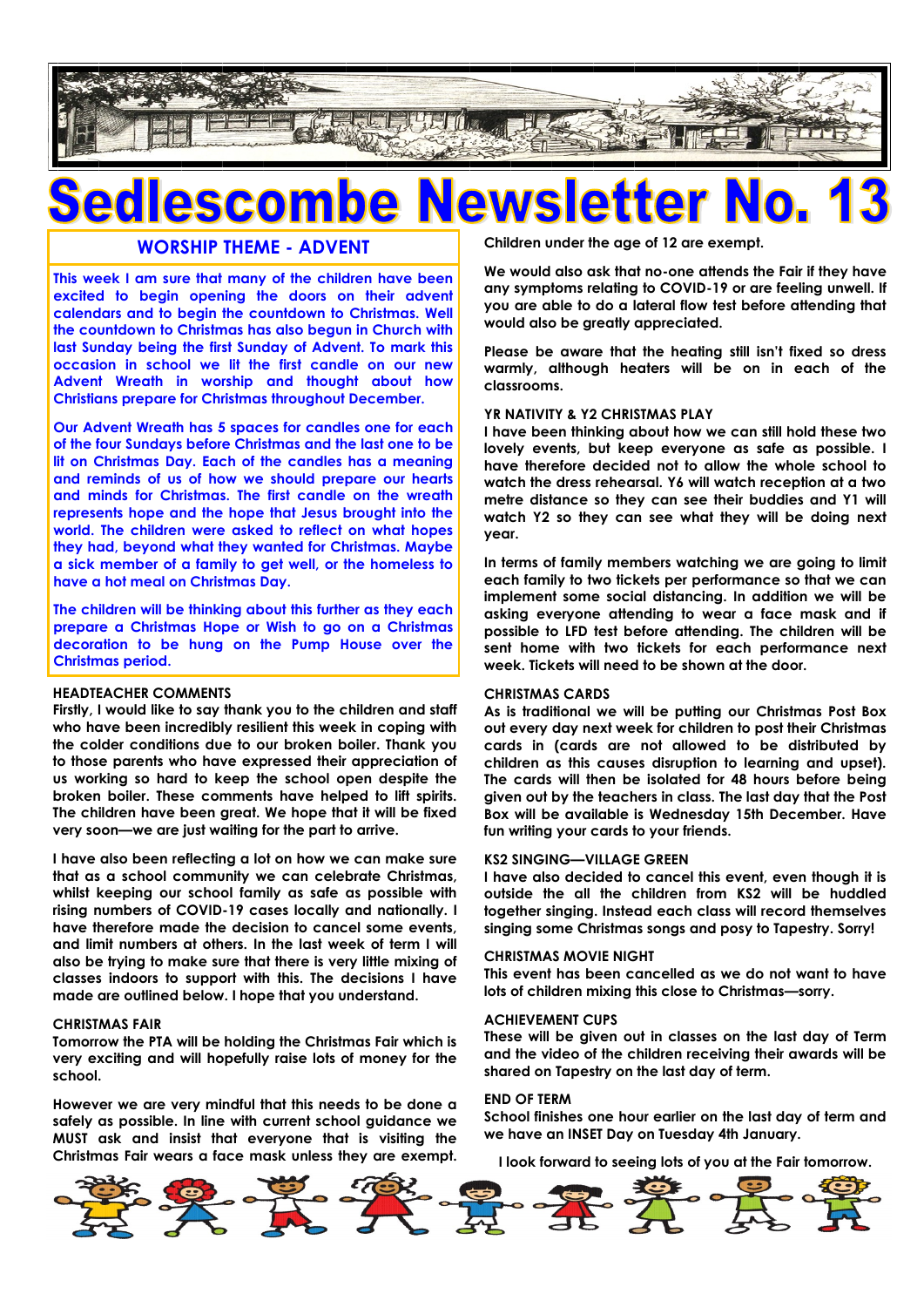# Sedlescombe Newsletter No. 13

## WORSHIP THEME - ADVENT

This week I am sure that many of the children have been excited to begin opening the doors on their advent calendars and to begin the countdown to Christmas. Well the countdown to Christmas has also begun in Church with last Sunday being the first Sunday of Advent. To mark this occasion in school we lit the first candle on our new Advent Wreath in worship and thought about how Christians prepare for Christmas throughout December.

Our Advent Wreath has 5 spaces for candles one for each of the four Sundays before Christmas and the last one to be lit on Christmas Day. Each of the candles has a meaning and reminds of us of how we should prepare our hearts and minds for Christmas. The first candle on the wreath represents hope and the hope that Jesus brought into the world. The children were asked to reflect on what hopes they had, beyond what they wanted for Christmas. Maybe a sick member of a family to get well, or the homeless to have a hot meal on Christmas Day.

The children will be thinking about this further as they each prepare a Christmas Hope or Wish to go on a Christmas decoration to be hung on the Pump House over the Christmas period.

### HEADTEACHER COMMENTS

Firstly, I would like to say thank you to the children and staff who have been incredibly resilient this week in coping with the colder conditions due to our broken boiler. Thank you to those parents who have expressed their appreciation of us working so hard to keep the school open despite the broken boiler. These comments have helped to lift spirits. The children have been great. We hope that it will be fixed very soon—we are just waiting for the part to arrive.

I have also been reflecting a lot on how we can make sure that as a school community we can celebrate Christmas, whilst keeping our school family as safe as possible with rising numbers of COVID-19 cases locally and nationally. I have therefore made the decision to cancel some events, and limit numbers at others. In the last week of term I will also be trying to make sure that there is very little mixing of classes indoors to support with this. The decisions I have made are outlined below. I hope that you understand.

### CHRISTMAS FAIR

Tomorrow the PTA will be holding the Christmas Fair which is very exciting and will hopefully raise lots of money for the school.

However we are very mindful that this needs to be done a safely as possible. In line with current school guidance we MUST ask and insist that everyone that is visiting the Christmas Fair wears a face mask unless they are exempt. Children under the age of 12 are exempt.

We would also ask that no-one attends the Fair if they have any symptoms relating to COVID-19 or are feeling unwell. If you are able to do a lateral flow test before attending that would also be greatly appreciated.

Please be aware that the heating still isn't fixed so dress warmly, although heaters will be on in each of the classrooms.

### YR NATIVITY & Y2 CHRISTMAS PLAY

I have been thinking about how we can still hold these two lovely events, but keep everyone as safe as possible. I have therefore decided not to allow the whole school to watch the dress rehearsal. Y6 will watch reception at a two metre distance so they can see their buddies and Y1 will watch Y2 so they can see what they will be doing next year.

In terms of family members watching we are going to limit each family to two tickets per performance so that we can implement some social distancing. In addition we will be asking everyone attending to wear a face mask and if possible to LFD test before attending. The children will be sent home with two tickets for each performance next week. Tickets will need to be shown at the door.

### CHRISTMAS CARDS

As is traditional we will be putting our Christmas Post Box out every day next week for children to post their Christmas cards in (cards are not allowed to be distributed by children as this causes disruption to learning and upset). The cards will then be isolated for 48 hours before being given out by the teachers in class. The last day that the Post Box will be available is Wednesday 15th December. Have fun writing your cards to your friends.

### KS2 SINGING—VILLAGE GREEN

I have also decided to cancel this event, even though it is outside the all the children from KS2 will be huddled together singing. Instead each class will record themselves singing some Christmas songs and posy to Tapestry. Sorry!

### CHRISTMAS MOVIE NIGHT

This event has been cancelled as we do not want to have lots of children mixing this close to Christmas—sorry.

### ACHIEVEMENT CUPS

These will be given out in classes on the last day of Term and the video of the children receiving their awards will be shared on Tapestry on the last day of term.

### END OF TERM

School finishes one hour earlier on the last day of term and we have an INSET Day on Tuesday 4th January.

I look forward to seeing lots of you at the Fair tomorrow.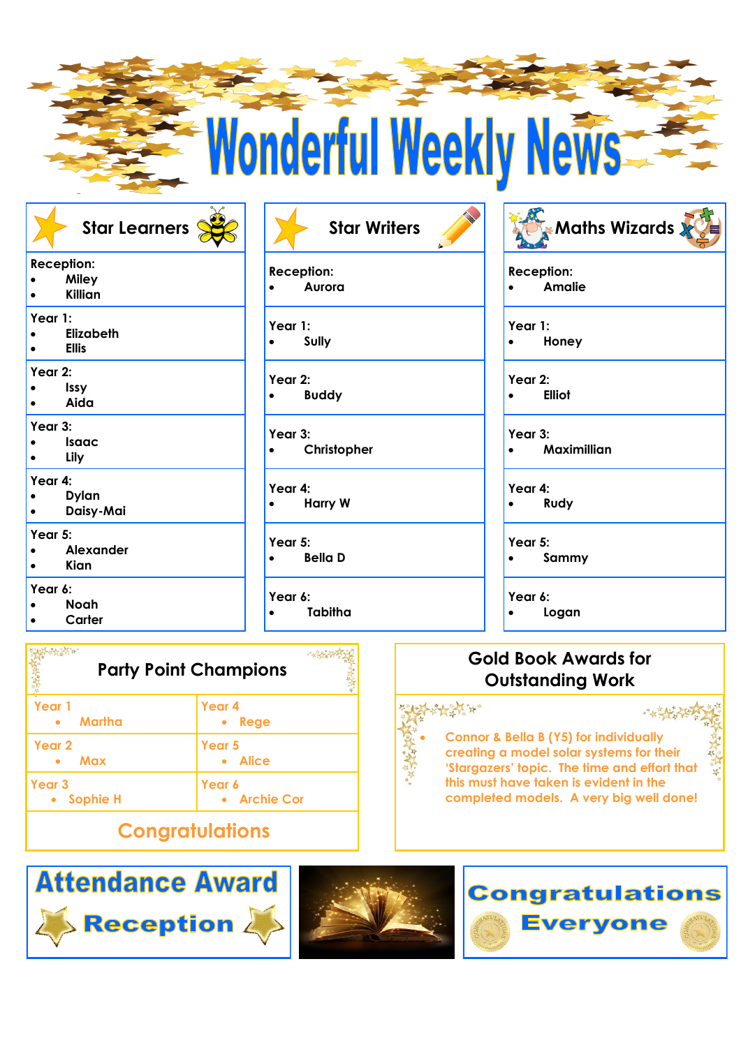# Wonderful Weekly News

## Star Learners

**Reception:**
- Miley
- Killian

**Year 1:**
- Elizabeth
- Ellis

**Year 2:**
- Issy
- Aida

**Year 3:**
- Isaac
- Lily

**Year 4:**
- Dylan
- Daisy-Mai

**Year 5:**
- Alexander
- Kian

**Year 6:**
- Noah
- Carter

## Star Writers

**Reception:**
- Aurora

**Year 1:**
- Sully

**Year 2:**
- Buddy

**Year 3:**
- Christopher

**Year 4:**
- Harry W

**Year 5:**
- Bella D

**Year 6:**
- Tabitha

## Maths Wizards

**Reception:**
- Amalie

**Year 1:**
- Honey

**Year 2:**
- Elliot

**Year 3:**
- Maximillian

**Year 4:**
- Rudy

**Year 5:**
- Sammy

**Year 6:**
- Logan

## Party Point Champions

| | |
|---|---|
| Year 1 • Martha | Year 4 • Rege |
| Year 2 • Max | Year 5 • Alice |
| Year 3 • Sophie H | Year 6 • Archie Cor |

Congratulations

## Gold Book Awards for Outstanding Work

- Connor & Bella B (Y5) for individually creating a model solar systems for their 'Stargazers' topic. The time and effort that this must have taken is evident in the completed models. A very big well done!

## Attendance Award

Reception

## Congratulations Everyone